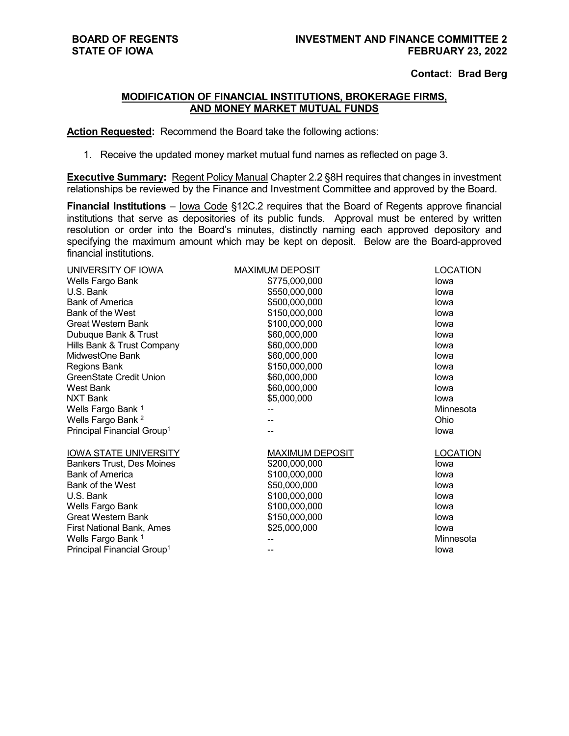**BOARD OF REGENTS**
**STATE OF IOWA**

**INVESTMENT AND FINANCE COMMITTEE 2**
**FEBRUARY 23, 2022**

**Contact: Brad Berg**

## MODIFICATION OF FINANCIAL INSTITUTIONS, BROKERAGE FIRMS, AND MONEY MARKET MUTUAL FUNDS

**Action Requested:** Recommend the Board take the following actions:

1. Receive the updated money market mutual fund names as reflected on page 3.

**Executive Summary:** Regent Policy Manual Chapter 2.2 §8H requires that changes in investment relationships be reviewed by the Finance and Investment Committee and approved by the Board.

**Financial Institutions** – Iowa Code §12C.2 requires that the Board of Regents approve financial institutions that serve as depositories of its public funds. Approval must be entered by written resolution or order into the Board's minutes, distinctly naming each approved depository and specifying the maximum amount which may be kept on deposit. Below are the Board-approved financial institutions.

| UNIVERSITY OF IOWA | MAXIMUM DEPOSIT | LOCATION |
|---|---|---|
| Wells Fargo Bank | $775,000,000 | Iowa |
| U.S. Bank | $550,000,000 | Iowa |
| Bank of America | $500,000,000 | Iowa |
| Bank of the West | $150,000,000 | Iowa |
| Great Western Bank | $100,000,000 | Iowa |
| Dubuque Bank & Trust | $60,000,000 | Iowa |
| Hills Bank & Trust Company | $60,000,000 | Iowa |
| MidwestOne Bank | $60,000,000 | Iowa |
| Regions Bank | $150,000,000 | Iowa |
| GreenState Credit Union | $60,000,000 | Iowa |
| West Bank | $60,000,000 | Iowa |
| NXT Bank | $5,000,000 | Iowa |
| Wells Fargo Bank [1] | -- | Minnesota |
| Wells Fargo Bank [2] | -- | Ohio |
| Principal Financial Group[1] | -- | Iowa |

| IOWA STATE UNIVERSITY | MAXIMUM DEPOSIT | LOCATION |
|---|---|---|
| Bankers Trust, Des Moines | $200,000,000 | Iowa |
| Bank of America | $100,000,000 | Iowa |
| Bank of the West | $50,000,000 | Iowa |
| U.S. Bank | $100,000,000 | Iowa |
| Wells Fargo Bank | $100,000,000 | Iowa |
| Great Western Bank | $150,000,000 | Iowa |
| First National Bank, Ames | $25,000,000 | Iowa |
| Wells Fargo Bank [1] | -- | Minnesota |
| Principal Financial Group[1] | -- | Iowa |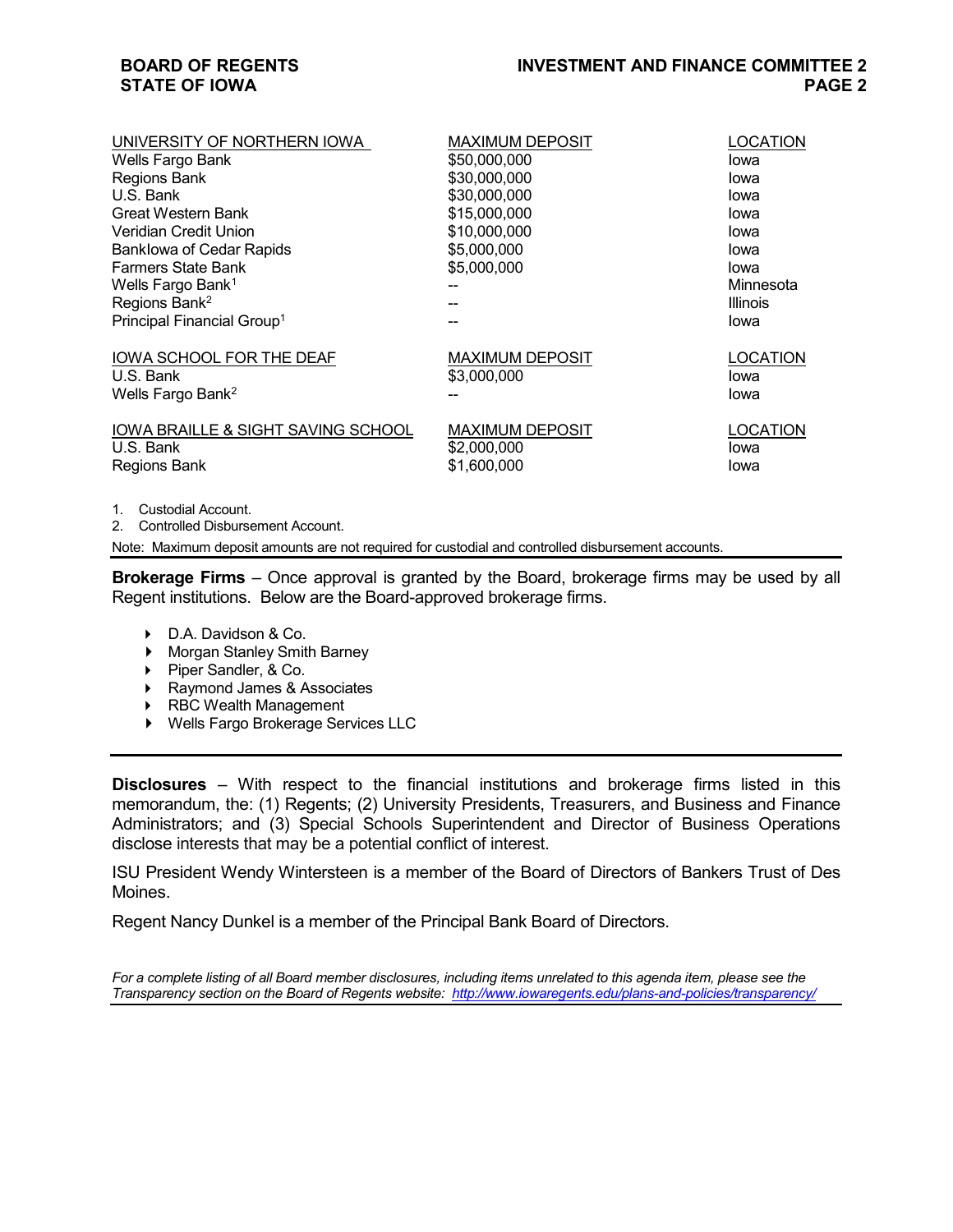| UNIVERSITY OF NORTHERN IOWA | MAXIMUM DEPOSIT | LOCATION |
|---|---|---|
| Wells Fargo Bank | $50,000,000 | Iowa |
| Regions Bank | $30,000,000 | Iowa |
| U.S. Bank | $30,000,000 | Iowa |
| Great Western Bank | $15,000,000 | Iowa |
| Veridian Credit Union | $10,000,000 | Iowa |
| BankIowa of Cedar Rapids | $5,000,000 | Iowa |
| Farmers State Bank | $5,000,000 | Iowa |
| Wells Fargo Bank[1] | -- | Minnesota |
| Regions Bank[2] | -- | Illinois |
| Principal Financial Group[1] | -- | Iowa |

| IOWA SCHOOL FOR THE DEAF | MAXIMUM DEPOSIT | LOCATION |
|---|---|---|
| U.S. Bank | $3,000,000 | Iowa |
| Wells Fargo Bank[2] | -- | Iowa |

| IOWA BRAILLE & SIGHT SAVING SCHOOL | MAXIMUM DEPOSIT | LOCATION |
|---|---|---|
| U.S. Bank | $2,000,000 | Iowa |
| Regions Bank | $1,600,000 | Iowa |

1. Custodial Account.
2. Controlled Disbursement Account.

Note: Maximum deposit amounts are not required for custodial and controlled disbursement accounts.

**Brokerage Firms** – Once approval is granted by the Board, brokerage firms may be used by all Regent institutions. Below are the Board-approved brokerage firms.

- D.A. Davidson & Co.
- Morgan Stanley Smith Barney
- Piper Sandler, & Co.
- Raymond James & Associates
- RBC Wealth Management
- Wells Fargo Brokerage Services LLC

**Disclosures** – With respect to the financial institutions and brokerage firms listed in this memorandum, the: (1) Regents; (2) University Presidents, Treasurers, and Business and Finance Administrators; and (3) Special Schools Superintendent and Director of Business Operations disclose interests that may be a potential conflict of interest.

ISU President Wendy Wintersteen is a member of the Board of Directors of Bankers Trust of Des Moines.

Regent Nancy Dunkel is a member of the Principal Bank Board of Directors.

*For a complete listing of all Board member disclosures, including items unrelated to this agenda item, please see the Transparency section on the Board of Regents website: http://www.iowaregents.edu/plans-and-policies/transparency/*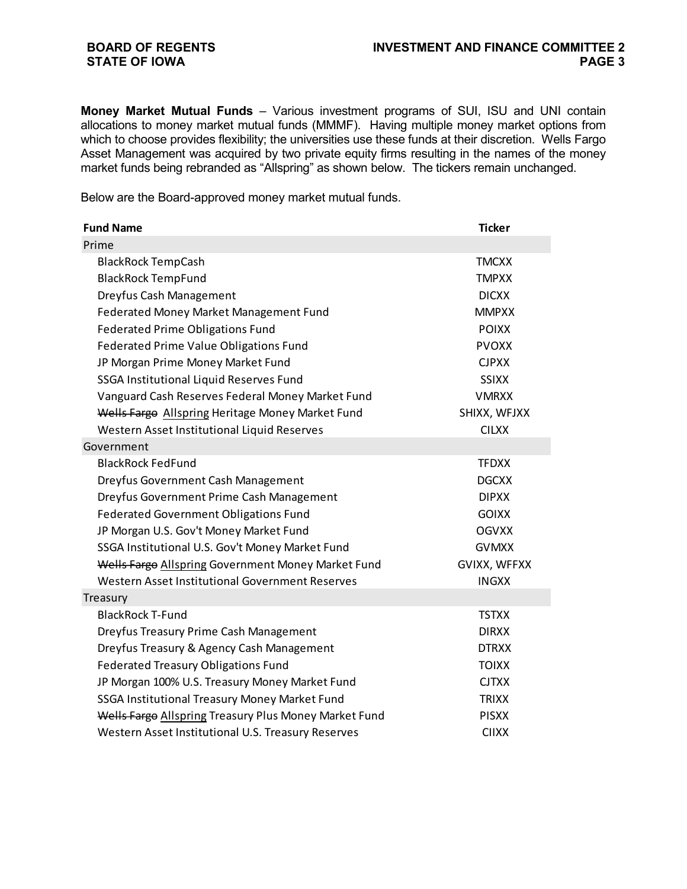**Money Market Mutual Funds** – Various investment programs of SUI, ISU and UNI contain allocations to money market mutual funds (MMMF). Having multiple money market options from which to choose provides flexibility; the universities use these funds at their discretion. Wells Fargo Asset Management was acquired by two private equity firms resulting in the names of the money market funds being rebranded as "Allspring" as shown below. The tickers remain unchanged.

Below are the Board-approved money market mutual funds.

| Fund Name | Ticker |
|---|---|
| Prime | |
| BlackRock TempCash | TMCXX |
| BlackRock TempFund | TMPXX |
| Dreyfus Cash Management | DICXX |
| Federated Money Market Management Fund | MMPXX |
| Federated Prime Obligations Fund | POIXX |
| Federated Prime Value Obligations Fund | PVOXX |
| JP Morgan Prime Money Market Fund | CJPXX |
| SSGA Institutional Liquid Reserves Fund | SSIXX |
| Vanguard Cash Reserves Federal Money Market Fund | VMRXX |
| ~~Wells Fargo~~ Allspring Heritage Money Market Fund | SHIXX, WFJXX |
| Western Asset Institutional Liquid Reserves | CILXX |
| Government | |
| BlackRock FedFund | TFDXX |
| Dreyfus Government Cash Management | DGCXX |
| Dreyfus Government Prime Cash Management | DIPXX |
| Federated Government Obligations Fund | GOIXX |
| JP Morgan U.S. Gov't Money Market Fund | OGVXX |
| SSGA Institutional U.S. Gov't Money Market Fund | GVMXX |
| ~~Wells Fargo~~ Allspring Government Money Market Fund | GVIXX, WFFXX |
| Western Asset Institutional Government Reserves | INGXX |
| Treasury | |
| BlackRock T-Fund | TSTXX |
| Dreyfus Treasury Prime Cash Management | DIRXX |
| Dreyfus Treasury & Agency Cash Management | DTRXX |
| Federated Treasury Obligations Fund | TOIXX |
| JP Morgan 100% U.S. Treasury Money Market Fund | CJTXX |
| SSGA Institutional Treasury Money Market Fund | TRIXX |
| ~~Wells Fargo~~ Allspring Treasury Plus Money Market Fund | PISXX |
| Western Asset Institutional U.S. Treasury Reserves | CIIXX |